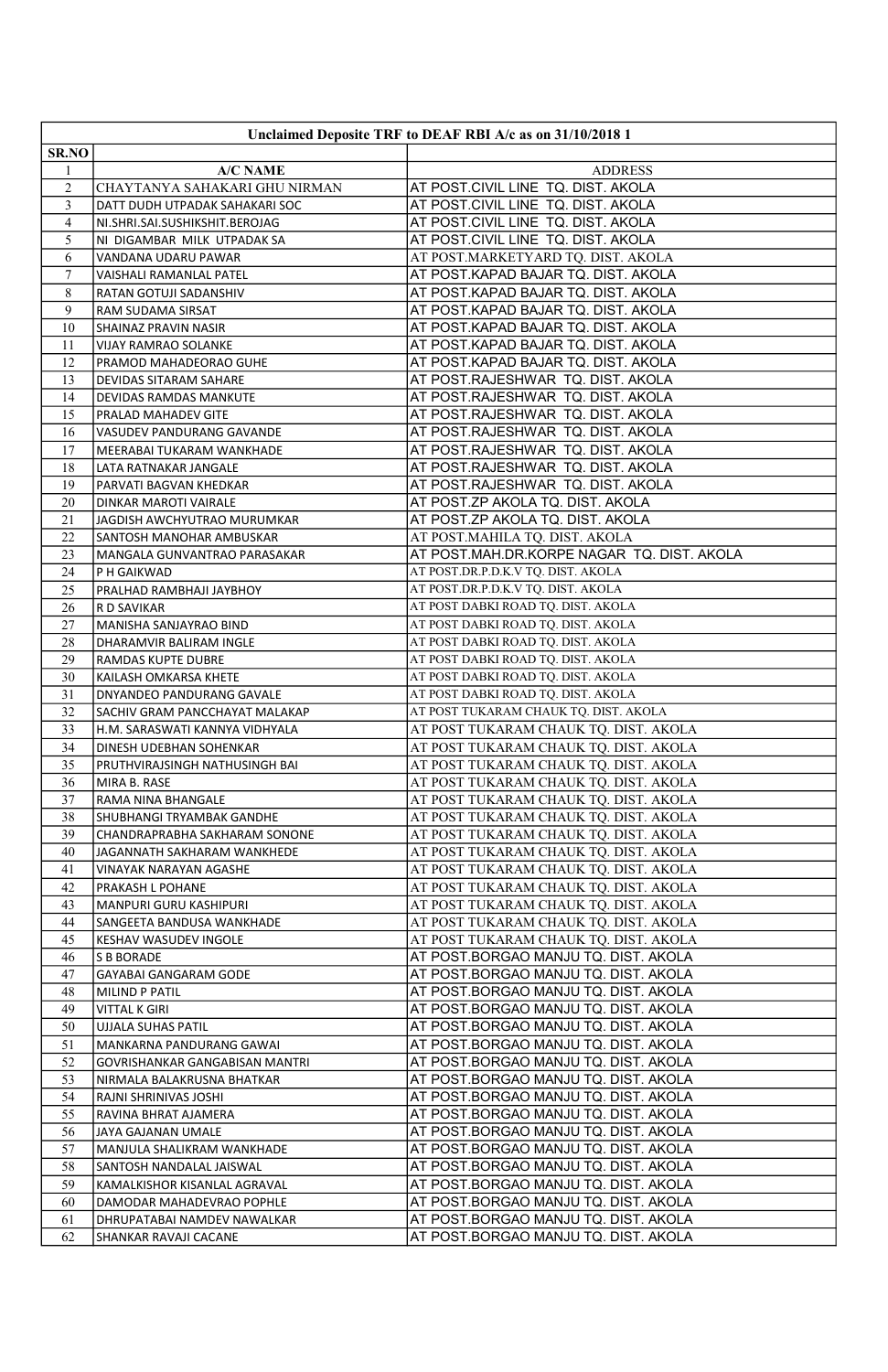| Unclaimed Deposite TRF to DEAF RBI A/c as on 31/10/2018 1 | | |
|---|---|---|
| SR.NO | | |
| 1 | A/C NAME | ADDRESS |
| 2 | CHAYTANYA SAHAKARI GHU NIRMAN | AT POST.CIVIL LINE TQ. DIST. AKOLA |
| 3 | DATT DUDH UTPADAK SAHAKARI SOC | AT POST.CIVIL LINE TQ. DIST. AKOLA |
| 4 | NI.SHRI.SAI.SUSHIKSHIT.BEROJAG | AT POST.CIVIL LINE TQ. DIST. AKOLA |
| 5 | NI DIGAMBAR MILK UTPADAK SA | AT POST.CIVIL LINE TQ. DIST. AKOLA |
| 6 | VANDANA UDARU PAWAR | AT POST.MARKETYARD TQ. DIST. AKOLA |
| 7 | VAISHALI RAMANLAL PATEL | AT POST.KAPAD BAJAR TQ. DIST. AKOLA |
| 8 | RATAN GOTUJI SADANSHIV | AT POST.KAPAD BAJAR TQ. DIST. AKOLA |
| 9 | RAM SUDAMA SIRSAT | AT POST.KAPAD BAJAR TQ. DIST. AKOLA |
| 10 | SHAINAZ PRAVIN NASIR | AT POST.KAPAD BAJAR TQ. DIST. AKOLA |
| 11 | VIJAY RAMRAO SOLANKE | AT POST.KAPAD BAJAR TQ. DIST. AKOLA |
| 12 | PRAMOD MAHADEORAO GUHE | AT POST.KAPAD BAJAR TQ. DIST. AKOLA |
| 13 | DEVIDAS SITARAM SAHARE | AT POST.RAJESHWAR TQ. DIST. AKOLA |
| 14 | DEVIDAS RAMDAS MANKUTE | AT POST.RAJESHWAR TQ. DIST. AKOLA |
| 15 | PRALAD MAHADEV GITE | AT POST.RAJESHWAR TQ. DIST. AKOLA |
| 16 | VASUDEV PANDURANG GAVANDE | AT POST.RAJESHWAR TQ. DIST. AKOLA |
| 17 | MEERABAI TUKARAM WANKHADE | AT POST.RAJESHWAR TQ. DIST. AKOLA |
| 18 | LATA RATNAKAR JANGALE | AT POST.RAJESHWAR TQ. DIST. AKOLA |
| 19 | PARVATI BAGVAN KHEDKAR | AT POST.RAJESHWAR TQ. DIST. AKOLA |
| 20 | DINKAR MAROTI VAIRALE | AT POST.ZP AKOLA TQ. DIST. AKOLA |
| 21 | JAGDISH AWCHYUTRAO MURUMKAR | AT POST.ZP AKOLA TQ. DIST. AKOLA |
| 22 | SANTOSH MANOHAR AMBUSKAR | AT POST.MAHILA TQ. DIST. AKOLA |
| 23 | MANGALA GUNVANTRAO PARASAKAR | AT POST.MAH.DR.KORPE NAGAR TQ. DIST. AKOLA |
| 24 | P H GAIKWAD | AT POST.DR.P.D.K.V TQ. DIST. AKOLA |
| 25 | PRALHAD RAMBHAJI JAYBHOY | AT POST.DR.P.D.K.V TQ. DIST. AKOLA |
| 26 | R D SAVIKAR | AT POST DABKI ROAD TQ. DIST. AKOLA |
| 27 | MANISHA SANJAYRAO BIND | AT POST DABKI ROAD TQ. DIST. AKOLA |
| 28 | DHARAMVIR BALIRAM INGLE | AT POST DABKI ROAD TQ. DIST. AKOLA |
| 29 | RAMDAS KUPTE DUBRE | AT POST DABKI ROAD TQ. DIST. AKOLA |
| 30 | KAILASH OMKARSA KHETE | AT POST DABKI ROAD TQ. DIST. AKOLA |
| 31 | DNYANDEO PANDURANG GAVALE | AT POST DABKI ROAD TQ. DIST. AKOLA |
| 32 | SACHIV GRAM PANCCHAYAT MALAKAP | AT POST TUKARAM CHAUK TQ. DIST. AKOLA |
| 33 | H.M. SARASWATI KANNYA VIDHYALA | AT POST TUKARAM CHAUK TQ. DIST. AKOLA |
| 34 | DINESH UDEBHAN SOHENKAR | AT POST TUKARAM CHAUK TQ. DIST. AKOLA |
| 35 | PRUTHVIRAJSINGH NATHUSINGH BAI | AT POST TUKARAM CHAUK TQ. DIST. AKOLA |
| 36 | MIRA B. RASE | AT POST TUKARAM CHAUK TQ. DIST. AKOLA |
| 37 | RAMA NINA BHANGALE | AT POST TUKARAM CHAUK TQ. DIST. AKOLA |
| 38 | SHUBHANGI TRYAMBAK GANDHE | AT POST TUKARAM CHAUK TQ. DIST. AKOLA |
| 39 | CHANDRAPRABHA SAKHARAM SONONE | AT POST TUKARAM CHAUK TQ. DIST. AKOLA |
| 40 | JAGANNATH SAKHARAM WANKHEDE | AT POST TUKARAM CHAUK TQ. DIST. AKOLA |
| 41 | VINAYAK NARAYAN AGASHE | AT POST TUKARAM CHAUK TQ. DIST. AKOLA |
| 42 | PRAKASH L POHANE | AT POST TUKARAM CHAUK TQ. DIST. AKOLA |
| 43 | MANPURI GURU KASHIPURI | AT POST TUKARAM CHAUK TQ. DIST. AKOLA |
| 44 | SANGEETA BANDUSA WANKHADE | AT POST TUKARAM CHAUK TQ. DIST. AKOLA |
| 45 | KESHAV WASUDEV INGOLE | AT POST TUKARAM CHAUK TQ. DIST. AKOLA |
| 46 | S B BORADE | AT POST.BORGAO MANJU TQ. DIST. AKOLA |
| 47 | GAYABAI GANGARAM GODE | AT POST.BORGAO MANJU TQ. DIST. AKOLA |
| 48 | MILIND P PATIL | AT POST.BORGAO MANJU TQ. DIST. AKOLA |
| 49 | VITTAL K GIRI | AT POST.BORGAO MANJU TQ. DIST. AKOLA |
| 50 | UJJALA SUHAS PATIL | AT POST.BORGAO MANJU TQ. DIST. AKOLA |
| 51 | MANKARNA PANDURANG GAWAI | AT POST.BORGAO MANJU TQ. DIST. AKOLA |
| 52 | GOVRISHANKAR GANGABISAN MANTRI | AT POST.BORGAO MANJU TQ. DIST. AKOLA |
| 53 | NIRMALA BALAKRUSNA BHATKAR | AT POST.BORGAO MANJU TQ. DIST. AKOLA |
| 54 | RAJNI SHRINIVAS JOSHI | AT POST.BORGAO MANJU TQ. DIST. AKOLA |
| 55 | RAVINA BHRAT AJAMERA | AT POST.BORGAO MANJU TQ. DIST. AKOLA |
| 56 | JAYA GAJANAN UMALE | AT POST.BORGAO MANJU TQ. DIST. AKOLA |
| 57 | MANJULA SHALIKRAM WANKHADE | AT POST.BORGAO MANJU TQ. DIST. AKOLA |
| 58 | SANTOSH NANDALAL JAISWAL | AT POST.BORGAO MANJU TQ. DIST. AKOLA |
| 59 | KAMALKISHOR KISANLAL AGRAVAL | AT POST.BORGAO MANJU TQ. DIST. AKOLA |
| 60 | DAMODAR MAHADEVRAO POPHLE | AT POST.BORGAO MANJU TQ. DIST. AKOLA |
| 61 | DHRUPATABAI NAMDEV NAWALKAR | AT POST.BORGAO MANJU TQ. DIST. AKOLA |
| 62 | SHANKAR RAVAJI CACANE | AT POST.BORGAO MANJU TQ. DIST. AKOLA |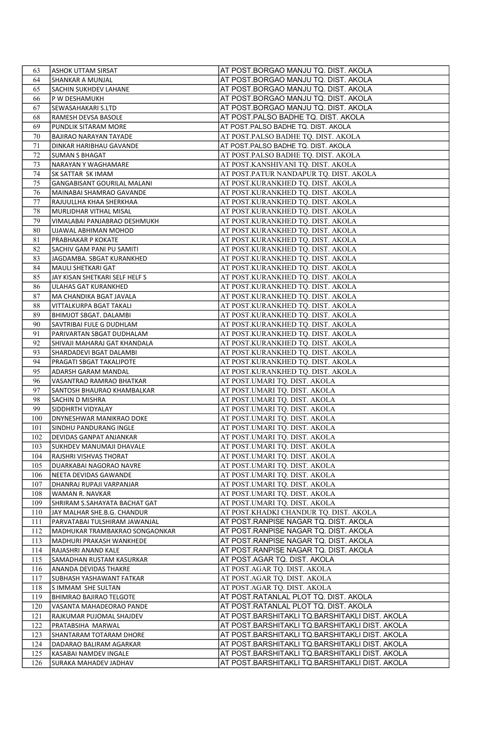| 63 | ASHOK UTTAM SIRSAT | AT POST.BORGAO MANJU TQ. DIST. AKOLA |
|---|---|---|
| 64 | SHANKAR A MUNJAL | AT POST.BORGAO MANJU TQ. DIST. AKOLA |
| 65 | SACHIN SUKHDEV LAHANE | AT POST.BORGAO MANJU TQ. DIST. AKOLA |
| 66 | P W DESHAMUKH | AT POST.BORGAO MANJU TQ. DIST. AKOLA |
| 67 | SEWASAHAKARI S.LTD | AT POST.BORGAO MANJU TQ. DIST. AKOLA |
| 68 | RAMESH DEVSA BASOLE | AT POST.PALSO BADHE TQ. DIST. AKOLA |
| 69 | PUNDLIK SITARAM MORE | AT POST.PALSO BADHE TQ. DIST. AKOLA |
| 70 | BAJIRAO NARAYAN TAYADE | AT POST.PALSO BADHE TQ. DIST. AKOLA |
| 71 | DINKAR HARIBHAU GAVANDE | AT POST.PALSO BADHE TQ. DIST. AKOLA |
| 72 | SUMAN S BHAGAT | AT POST.PALSO BADHE TQ. DIST. AKOLA |
| 73 | NARAYAN Y WAGHAMARE | AT POST.KANSHIVANI TQ. DIST. AKOLA |
| 74 | SK SATTAR SK IMAM | AT POST.PATUR NANDAPUR TQ. DIST. AKOLA |
| 75 | GANGABISANT GOURILAL MALANI | AT POST.KURANKHED TQ. DIST. AKOLA |
| 76 | MAINABAI SHAMRAO GAVANDE | AT POST.KURANKHED TQ. DIST. AKOLA |
| 77 | RAJUULLHA KHAA SHERKHAA | AT POST.KURANKHED TQ. DIST. AKOLA |
| 78 | MURLIDHAR VITHAL MISAL | AT POST.KURANKHED TQ. DIST. AKOLA |
| 79 | VIMALABAI PANJABRAO DESHMUKH | AT POST.KURANKHED TQ. DIST. AKOLA |
| 80 | UJAWAL ABHIMAN MOHOD | AT POST.KURANKHED TQ. DIST. AKOLA |
| 81 | PRABHAKAR P KOKATE | AT POST.KURANKHED TQ. DIST. AKOLA |
| 82 | SACHIV GAM PANI PU SAMITI | AT POST.KURANKHED TQ. DIST. AKOLA |
| 83 | JAGDAMBA. SBGAT KURANKHED | AT POST.KURANKHED TQ. DIST. AKOLA |
| 84 | MAULI SHETKARI GAT | AT POST.KURANKHED TQ. DIST. AKOLA |
| 85 | JAY KISAN SHETKARI SELF HELF S | AT POST.KURANKHED TQ. DIST. AKOLA |
| 86 | ULAHAS GAT KURANKHED | AT POST.KURANKHED TQ. DIST. AKOLA |
| 87 | MA CHANDIKA BGAT JAVALA | AT POST.KURANKHED TQ. DIST. AKOLA |
| 88 | VITTALKURPA BGAT TAKALI | AT POST.KURANKHED TQ. DIST. AKOLA |
| 89 | BHIMJOT SBGAT. DALAMBI | AT POST.KURANKHED TQ. DIST. AKOLA |
| 90 | SAVTRIBAI FULE G DUDHLAM | AT POST.KURANKHED TQ. DIST. AKOLA |
| 91 | PARIVARTAN SBGAT DUDHALAM | AT POST.KURANKHED TQ. DIST. AKOLA |
| 92 | SHIVAJI MAHARAJ GAT KHANDALA | AT POST.KURANKHED TQ. DIST. AKOLA |
| 93 | SHARDADEVI BGAT DALAMBI | AT POST.KURANKHED TQ. DIST. AKOLA |
| 94 | PRAGATI SBGAT TAKALIPOTE | AT POST.KURANKHED TQ. DIST. AKOLA |
| 95 | ADARSH GARAM MANDAL | AT POST.KURANKHED TQ. DIST. AKOLA |
| 96 | VASANTRAO RAMRAO BHATKAR | AT POST.UMARI TQ. DIST. AKOLA |
| 97 | SANTOSH BHAURAO KHAMBALKAR | AT POST.UMARI TQ. DIST. AKOLA |
| 98 | SACHIN D MISHRA | AT POST.UMARI TQ. DIST. AKOLA |
| 99 | SIDDHRTH VIDYALAY | AT POST.UMARI TQ. DIST. AKOLA |
| 100 | DNYNESHWAR MANIKRAO DOKE | AT POST.UMARI TQ. DIST. AKOLA |
| 101 | SINDHU PANDURANG INGLE | AT POST.UMARI TQ. DIST. AKOLA |
| 102 | DEVIDAS GANPAT ANJANKAR | AT POST.UMARI TQ. DIST. AKOLA |
| 103 | SUKHDEV MANUMAJI DHAVALE | AT POST.UMARI TQ. DIST. AKOLA |
| 104 | RAJSHRI VISHVAS THORAT | AT POST.UMARI TQ. DIST. AKOLA |
| 105 | DUARKABAI NAGORAO NAVRE | AT POST.UMARI TQ. DIST. AKOLA |
| 106 | NEETA DEVIDAS GAWANDE | AT POST.UMARI TQ. DIST. AKOLA |
| 107 | DHANRAJ RUPAJI VARPANJAR | AT POST.UMARI TQ. DIST. AKOLA |
| 108 | WAMAN R. NAVKAR | AT POST.UMARI TQ. DIST. AKOLA |
| 109 | SHRIRAM S.SAHAYATA BACHAT GAT | AT POST.UMARI TQ. DIST. AKOLA |
| 110 | JAY MALHAR SHE.B.G. CHANDUR | AT POST.KHADKI CHANDUR TQ. DIST. AKOLA |
| 111 | PARVATABAI TULSHIRAM JAWANJAL | AT POST.RANPISE NAGAR TQ. DIST. AKOLA |
| 112 | MADHUKAR TRAMBAKRAO SONGAONKAR | AT POST.RANPISE NAGAR TQ. DIST. AKOLA |
| 113 | MADHURI PRAKASH WANKHEDE | AT POST.RANPISE NAGAR TQ. DIST. AKOLA |
| 114 | RAJASHRI ANAND KALE | AT POST.RANPISE NAGAR TQ. DIST. AKOLA |
| 115 | SAMADHAN RUSTAM KASURKAR | AT POST.AGAR TQ. DIST. AKOLA |
| 116 | ANANDA DEVIDAS THAKRE | AT POST.AGAR TQ. DIST. AKOLA |
| 117 | SUBHASH YASHAWANT FATKAR | AT POST.AGAR TQ. DIST. AKOLA |
| 118 | S IMMAM SHE SULTAN | AT POST.AGAR TQ. DIST. AKOLA |
| 119 | BHIMRAO BAJIRAO TELGOTE | AT POST.RATANLAL PLOT TQ. DIST. AKOLA |
| 120 | VASANTA MAHADEORAO PANDE | AT POST.RATANLAL PLOT TQ. DIST. AKOLA |
| 121 | RAJKUMAR PUJOMAL SHAJDEV | AT POST.BARSHITAKLI TQ.BARSHITAKLI DIST. AKOLA |
| 122 | PRATABSIHA MARWAL | AT POST.BARSHITAKLI TQ.BARSHITAKLI DIST. AKOLA |
| 123 | SHANTARAM TOTARAM DHORE | AT POST.BARSHITAKLI TQ.BARSHITAKLI DIST. AKOLA |
| 124 | DADARAO BALIRAM AGARKAR | AT POST.BARSHITAKLI TQ.BARSHITAKLI DIST. AKOLA |
| 125 | KASABAI NAMDEV INGALE | AT POST.BARSHITAKLI TQ.BARSHITAKLI DIST. AKOLA |
| 126 | SURAKA MAHADEV JADHAV | AT POST.BARSHITAKLI TQ.BARSHITAKLI DIST. AKOLA |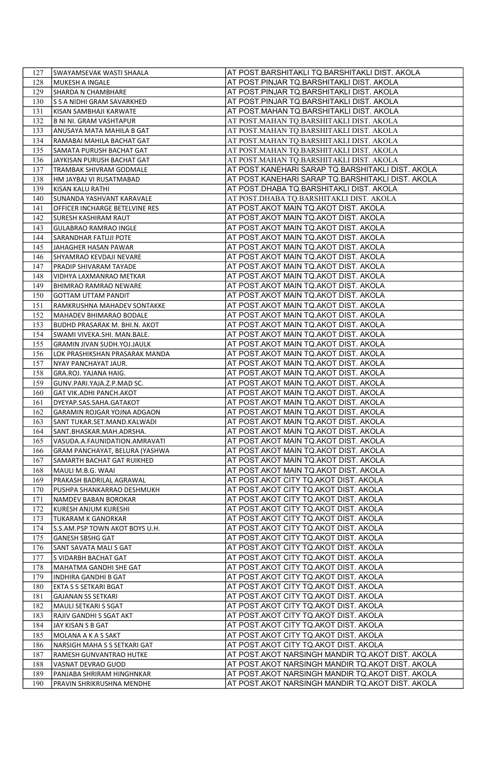| 127 | SWAYAMSEVAK WASTI SHAALA | AT POST.BARSHITAKLI TQ.BARSHITAKLI DIST. AKOLA |
|---|---|---|
| 128 | MUKESH A INGALE | AT POST.PINJAR TQ.BARSHITAKLI DIST. AKOLA |
| 129 | SHARDA N CHAMBHARE | AT POST.PINJAR TQ.BARSHITAKLI DIST. AKOLA |
| 130 | S S A NIDHI GRAM SAVARKHED | AT POST.PINJAR TQ.BARSHITAKLI DIST. AKOLA |
| 131 | KISAN SAMBHAJI KARWATE | AT POST.MAHAN TQ.BARSHITAKLI DIST. AKOLA |
| 132 | B NI NI. GRAM VASHTAPUR | AT POST.MAHAN TQ.BARSHITAKLI DIST. AKOLA |
| 133 | ANUSAYA MATA MAHILA B GAT | AT POST.MAHAN TQ.BARSHITAKLI DIST. AKOLA |
| 134 | RAMABAI MAHILA BACHAT GAT | AT POST.MAHAN TQ.BARSHITAKLI DIST. AKOLA |
| 135 | SAMATA PURUSH BACHAT GAT | AT POST.MAHAN TQ.BARSHITAKLI DIST. AKOLA |
| 136 | JAYKISAN PURUSH BACHAT GAT | AT POST.MAHAN TQ.BARSHITAKLI DIST. AKOLA |
| 137 | TRAMBAK SHIVRAM GODMALE | AT POST.KANEHARI SARAP TQ.BARSHITAKLI DIST. AKOLA |
| 138 | HM JAYBAJ VI RUSATMABAD | AT POST.KANEHARI SARAP TQ.BARSHITAKLI DIST. AKOLA |
| 139 | KISAN KALU RATHI | AT POST.DHABA TQ.BARSHITAKLI DIST. AKOLA |
| 140 | SUNANDA YASHVANT KARAVALE | AT POST.DHABA TQ.BARSHITAKLI DIST. AKOLA |
| 141 | OFFICER INCHARGE BETELVINE RES | AT POST.AKOT MAIN TQ.AKOT DIST. AKOLA |
| 142 | SURESH KASHIRAM RAUT | AT POST.AKOT MAIN TQ.AKOT DIST. AKOLA |
| 143 | GULABRAO RAMRAO INGLE | AT POST.AKOT MAIN TQ.AKOT DIST. AKOLA |
| 144 | SARANDHAR FATUJI POTE | AT POST.AKOT MAIN TQ.AKOT DIST. AKOLA |
| 145 | JAHAGHER HASAN PAWAR | AT POST.AKOT MAIN TQ.AKOT DIST. AKOLA |
| 146 | SHYAMRAO KEVDAJI NEVARE | AT POST.AKOT MAIN TQ.AKOT DIST. AKOLA |
| 147 | PRADIP SHIVARAM TAYADE | AT POST.AKOT MAIN TQ.AKOT DIST. AKOLA |
| 148 | VIDHYA LAXMANRAO METKAR | AT POST.AKOT MAIN TQ.AKOT DIST. AKOLA |
| 149 | BHIMRAO RAMRAO NEWARE | AT POST.AKOT MAIN TQ.AKOT DIST. AKOLA |
| 150 | GOTTAM UTTAM PANDIT | AT POST.AKOT MAIN TQ.AKOT DIST. AKOLA |
| 151 | RAMKRUSHNA MAHADEV SONTAKKE | AT POST.AKOT MAIN TQ.AKOT DIST. AKOLA |
| 152 | MAHADEV BHIMARAO BODALE | AT POST.AKOT MAIN TQ.AKOT DIST. AKOLA |
| 153 | BUDHD PRASARAK M. BHI.N. AKOT | AT POST.AKOT MAIN TQ.AKOT DIST. AKOLA |
| 154 | SWAMI VIVEKA.SHI. MAN.BALE. | AT POST.AKOT MAIN TQ.AKOT DIST. AKOLA |
| 155 | GRAMIN JIVAN SUDH.YOJ.JAULK | AT POST.AKOT MAIN TQ.AKOT DIST. AKOLA |
| 156 | LOK PRASHIKSHAN PRASARAK MANDA | AT POST.AKOT MAIN TQ.AKOT DIST. AKOLA |
| 157 | NYAY PANCHAYAT JAUR. | AT POST.AKOT MAIN TQ.AKOT DIST. AKOLA |
| 158 | GRA.ROJ. YAJANA HAIG. | AT POST.AKOT MAIN TQ.AKOT DIST. AKOLA |
| 159 | GUNV.PARI.YAJA.Z.P.MAD SC. | AT POST.AKOT MAIN TQ.AKOT DIST. AKOLA |
| 160 | GAT VIK.ADHI PANCH.AKOT | AT POST.AKOT MAIN TQ.AKOT DIST. AKOLA |
| 161 | DYEYAP.SAS.SAHA.GATAKOT | AT POST.AKOT MAIN TQ.AKOT DIST. AKOLA |
| 162 | GARAMIN ROJGAR YOJNA ADGAON | AT POST.AKOT MAIN TQ.AKOT DIST. AKOLA |
| 163 | SANT TUKAR.SET.MAND.KALWADI | AT POST.AKOT MAIN TQ.AKOT DIST. AKOLA |
| 164 | SANT.BHASKAR.MAH.ADRSHA. | AT POST.AKOT MAIN TQ.AKOT DIST. AKOLA |
| 165 | VASUDA.A.FAUNIDATION.AMRAVATI | AT POST.AKOT MAIN TQ.AKOT DIST. AKOLA |
| 166 | GRAM PANCHAYAT, BELURA (YASHWA | AT POST.AKOT MAIN TQ.AKOT DIST. AKOLA |
| 167 | SAMARTH BACHAT GAT RUIKHED | AT POST.AKOT MAIN TQ.AKOT DIST. AKOLA |
| 168 | MAULI M.B.G. WAAI | AT POST.AKOT MAIN TQ.AKOT DIST. AKOLA |
| 169 | PRAKASH BADRILAL AGRAWAL | AT POST.AKOT CITY TQ.AKOT DIST. AKOLA |
| 170 | PUSHPA SHANKARRAO DESHMUKH | AT POST.AKOT CITY TQ.AKOT DIST. AKOLA |
| 171 | NAMDEV BABAN BOROKAR | AT POST.AKOT CITY TQ.AKOT DIST. AKOLA |
| 172 | KURESH ANJUM KURESHI | AT POST.AKOT CITY TQ.AKOT DIST. AKOLA |
| 173 | TUKARAM K GANORKAR | AT POST.AKOT CITY TQ.AKOT DIST. AKOLA |
| 174 | S.S.AM.PSP TOWN AKOT BOYS U.H. | AT POST.AKOT CITY TQ.AKOT DIST. AKOLA |
| 175 | GANESH SBSHG GAT | AT POST.AKOT CITY TQ.AKOT DIST. AKOLA |
| 176 | SANT SAVATA MALI S GAT | AT POST.AKOT CITY TQ.AKOT DIST. AKOLA |
| 177 | S VIDARBH BACHAT GAT | AT POST.AKOT CITY TQ.AKOT DIST. AKOLA |
| 178 | MAHATMA GANDHI SHE GAT | AT POST.AKOT CITY TQ.AKOT DIST. AKOLA |
| 179 | INDHIRA GANDHI B GAT | AT POST.AKOT CITY TQ.AKOT DIST. AKOLA |
| 180 | EKTA S S SETKARI BGAT | AT POST.AKOT CITY TQ.AKOT DIST. AKOLA |
| 181 | GAJANAN SS SETKARI | AT POST.AKOT CITY TQ.AKOT DIST. AKOLA |
| 182 | MAULI SETKARI S SGAT | AT POST.AKOT CITY TQ.AKOT DIST. AKOLA |
| 183 | RAJIV GANDHI S SGAT AKT | AT POST.AKOT CITY TQ.AKOT DIST. AKOLA |
| 184 | JAY KISAN S B GAT | AT POST.AKOT CITY TQ.AKOT DIST. AKOLA |
| 185 | MOLANA A K A S SAKT | AT POST.AKOT CITY TQ.AKOT DIST. AKOLA |
| 186 | NARSIGH MAHA S S SETKARI GAT | AT POST.AKOT CITY TQ.AKOT DIST. AKOLA |
| 187 | RAMESH GUNVANTRAO HUTKE | AT POST.AKOT NARSINGH MANDIR TQ.AKOT DIST. AKOLA |
| 188 | VASNAT DEVRAO GUOD | AT POST.AKOT NARSINGH MANDIR TQ.AKOT DIST. AKOLA |
| 189 | PANJABA SHRIRAM HINGHNKAR | AT POST.AKOT NARSINGH MANDIR TQ.AKOT DIST. AKOLA |
| 190 | PRAVIN SHRIKRUSHNA MENDHE | AT POST.AKOT NARSINGH MANDIR TQ.AKOT DIST. AKOLA |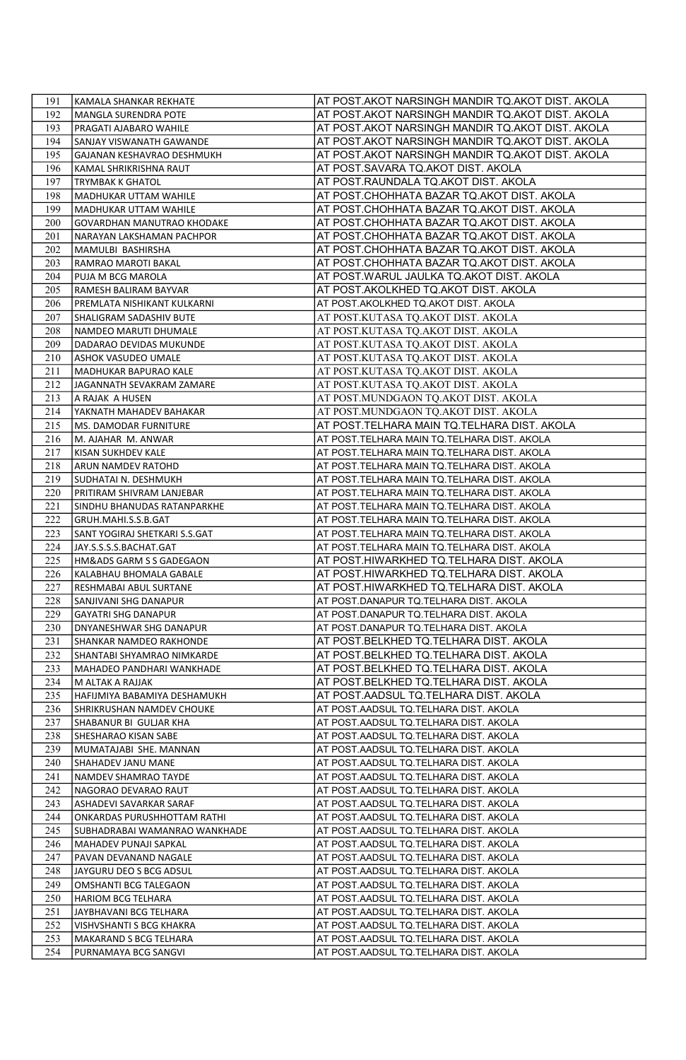| 191 | KAMALA SHANKAR REKHATE | AT POST.AKOT NARSINGH MANDIR TQ.AKOT DIST. AKOLA |
|---|---|---|
| 192 | MANGLA SURENDRA POTE | AT POST.AKOT NARSINGH MANDIR TQ.AKOT DIST. AKOLA |
| 193 | PRAGATI AJABARO WAHILE | AT POST.AKOT NARSINGH MANDIR TQ.AKOT DIST. AKOLA |
| 194 | SANJAY VISWANATH GAWANDE | AT POST.AKOT NARSINGH MANDIR TQ.AKOT DIST. AKOLA |
| 195 | GAJANAN KESHAVRAO DESHMUKH | AT POST.AKOT NARSINGH MANDIR TQ.AKOT DIST. AKOLA |
| 196 | KAMAL SHRIKRISHNA RAUT | AT POST.SAVARA TQ.AKOT DIST. AKOLA |
| 197 | TRYMBAK K GHATOL | AT POST.RAUNDALA TQ.AKOT DIST. AKOLA |
| 198 | MADHUKAR UTTAM WAHILE | AT POST.CHOHHATA BAZAR TQ.AKOT DIST. AKOLA |
| 199 | MADHUKAR UTTAM WAHILE | AT POST.CHOHHATA BAZAR TQ.AKOT DIST. AKOLA |
| 200 | GOVARDHAN MANUTRAO KHODAKE | AT POST.CHOHHATA BAZAR TQ.AKOT DIST. AKOLA |
| 201 | NARAYAN LAKSHAMAN PACHPOR | AT POST.CHOHHATA BAZAR TQ.AKOT DIST. AKOLA |
| 202 | MAMULBI BASHIRSHA | AT POST.CHOHHATA BAZAR TQ.AKOT DIST. AKOLA |
| 203 | RAMRAO MAROTI BAKAL | AT POST.CHOHHATA BAZAR TQ.AKOT DIST. AKOLA |
| 204 | PUJA M BCG MAROLA | AT POST.WARUL JAULKA TQ.AKOT DIST. AKOLA |
| 205 | RAMESH BALIRAM BAYVAR | AT POST.AKOLKHED TQ.AKOT DIST. AKOLA |
| 206 | PREMLATA NISHIKANT KULKARNI | AT POST.AKOLKHED TQ.AKOT DIST. AKOLA |
| 207 | SHALIGRAM SADASHIV BUTE | AT POST.KUTASA TQ.AKOT DIST. AKOLA |
| 208 | NAMDEO MARUTI DHUMALE | AT POST.KUTASA TQ.AKOT DIST. AKOLA |
| 209 | DADARAO DEVIDAS MUKUNDE | AT POST.KUTASA TQ.AKOT DIST. AKOLA |
| 210 | ASHOK VASUDEO UMALE | AT POST.KUTASA TQ.AKOT DIST. AKOLA |
| 211 | MADHUKAR BAPURAO KALE | AT POST.KUTASA TQ.AKOT DIST. AKOLA |
| 212 | JAGANNATH SEVAKRAM ZAMARE | AT POST.KUTASA TQ.AKOT DIST. AKOLA |
| 213 | A RAJAK A HUSEN | AT POST.MUNDGAON TQ.AKOT DIST. AKOLA |
| 214 | YAKNATH MAHADEV BAHAKAR | AT POST.MUNDGAON TQ.AKOT DIST. AKOLA |
| 215 | MS. DAMODAR FURNITURE | AT POST.TELHARA MAIN TQ.TELHARA DIST. AKOLA |
| 216 | M. AJAHAR M. ANWAR | AT POST.TELHARA MAIN TQ.TELHARA DIST. AKOLA |
| 217 | KISAN SUKHDEV KALE | AT POST.TELHARA MAIN TQ.TELHARA DIST. AKOLA |
| 218 | ARUN NAMDEV RATOHD | AT POST.TELHARA MAIN TQ.TELHARA DIST. AKOLA |
| 219 | SUDHATAI N. DESHMUKH | AT POST.TELHARA MAIN TQ.TELHARA DIST. AKOLA |
| 220 | PRITIRAM SHIVRAM LANJEBAR | AT POST.TELHARA MAIN TQ.TELHARA DIST. AKOLA |
| 221 | SINDHU BHANUDAS RATANPARKHE | AT POST.TELHARA MAIN TQ.TELHARA DIST. AKOLA |
| 222 | GRUH.MAHI.S.S.B.GAT | AT POST.TELHARA MAIN TQ.TELHARA DIST. AKOLA |
| 223 | SANT YOGIRAJ SHETKARI S.S.GAT | AT POST.TELHARA MAIN TQ.TELHARA DIST. AKOLA |
| 224 | JAY.S.S.S.S.BACHAT.GAT | AT POST.TELHARA MAIN TQ.TELHARA DIST. AKOLA |
| 225 | HM&ADS GARM S S GADEGAON | AT POST.HIWARKHED TQ.TELHARA DIST. AKOLA |
| 226 | KALABHAU BHOMALA GABALE | AT POST.HIWARKHED TQ.TELHARA DIST. AKOLA |
| 227 | RESHMABAI ABUL SURTANE | AT POST.HIWARKHED TQ.TELHARA DIST. AKOLA |
| 228 | SANJIVANI SHG DANAPUR | AT POST.DANAPUR TQ.TELHARA DIST. AKOLA |
| 229 | GAYATRI SHG DANAPUR | AT POST.DANAPUR TQ.TELHARA DIST. AKOLA |
| 230 | DNYANESHWAR SHG DANAPUR | AT POST.DANAPUR TQ.TELHARA DIST. AKOLA |
| 231 | SHANKAR NAMDEO RAKHONDE | AT POST.BELKHED TQ.TELHARA DIST. AKOLA |
| 232 | SHANTABI SHYAMRAO NIMKARDE | AT POST.BELKHED TQ.TELHARA DIST. AKOLA |
| 233 | MAHADEO PANDHARI WANKHADE | AT POST.BELKHED TQ.TELHARA DIST. AKOLA |
| 234 | M ALTAK A RAJJAK | AT POST.BELKHED TQ.TELHARA DIST. AKOLA |
| 235 | HAFIJMIYA BABAMIYA DESHAMUKH | AT POST.AADSUL TQ.TELHARA DIST. AKOLA |
| 236 | SHRIKRUSHAN NAMDEV CHOUKE | AT POST.AADSUL TQ.TELHARA DIST. AKOLA |
| 237 | SHABANUR BI GULJAR KHA | AT POST.AADSUL TQ.TELHARA DIST. AKOLA |
| 238 | SHESHARAO KISAN SABE | AT POST.AADSUL TQ.TELHARA DIST. AKOLA |
| 239 | MUMATAJABI SHE. MANNAN | AT POST.AADSUL TQ.TELHARA DIST. AKOLA |
| 240 | SHAHADEV JANU MANE | AT POST.AADSUL TQ.TELHARA DIST. AKOLA |
| 241 | NAMDEV SHAMRAO TAYDE | AT POST.AADSUL TQ.TELHARA DIST. AKOLA |
| 242 | NAGORAO DEVARAO RAUT | AT POST.AADSUL TQ.TELHARA DIST. AKOLA |
| 243 | ASHADEVI SAVARKAR SARAF | AT POST.AADSUL TQ.TELHARA DIST. AKOLA |
| 244 | ONKARDAS PURUSHHOTTAM RATHI | AT POST.AADSUL TQ.TELHARA DIST. AKOLA |
| 245 | SUBHADRABAI WAMANRAO WANKHADE | AT POST.AADSUL TQ.TELHARA DIST. AKOLA |
| 246 | MAHADEV PUNAJI SAPKAL | AT POST.AADSUL TQ.TELHARA DIST. AKOLA |
| 247 | PAVAN DEVANAND NAGALE | AT POST.AADSUL TQ.TELHARA DIST. AKOLA |
| 248 | JAYGURU DEO S BCG ADSUL | AT POST.AADSUL TQ.TELHARA DIST. AKOLA |
| 249 | OMSHANTI BCG TALEGAON | AT POST.AADSUL TQ.TELHARA DIST. AKOLA |
| 250 | HARIOM BCG TELHARA | AT POST.AADSUL TQ.TELHARA DIST. AKOLA |
| 251 | JAYBHAVANI BCG TELHARA | AT POST.AADSUL TQ.TELHARA DIST. AKOLA |
| 252 | VISHVSHANTI S BCG KHAKRA | AT POST.AADSUL TQ.TELHARA DIST. AKOLA |
| 253 | MAKARAND S BCG TELHARA | AT POST.AADSUL TQ.TELHARA DIST. AKOLA |
| 254 | PURNAMAYA BCG SANGVI | AT POST.AADSUL TQ.TELHARA DIST. AKOLA |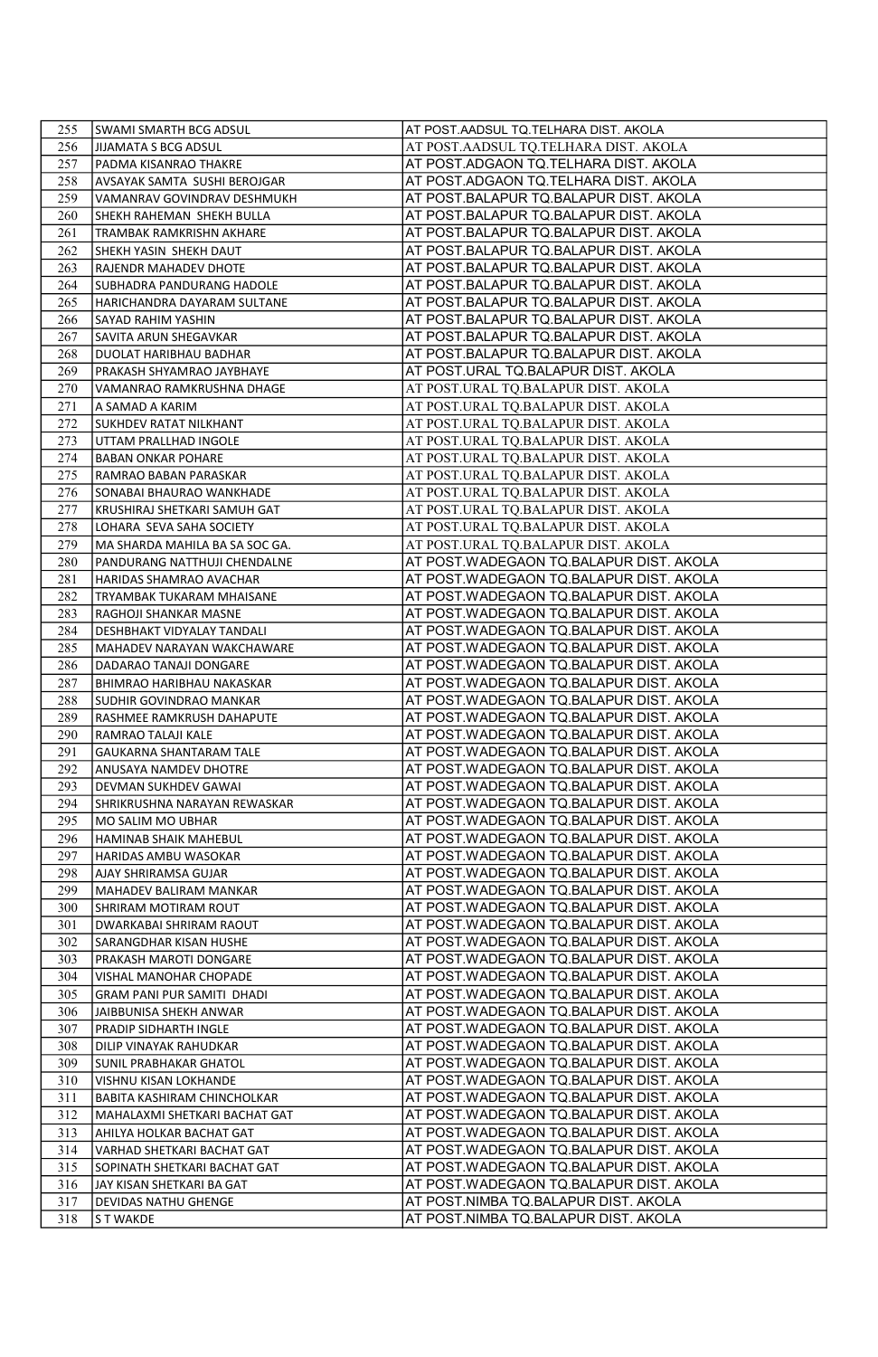| 255 | SWAMI SMARTH BCG ADSUL | AT POST.AADSUL TQ.TELHARA DIST. AKOLA |
|---|---|---|
| 256 | JIJAMATA S BCG ADSUL | AT POST.AADSUL TQ.TELHARA DIST. AKOLA |
| 257 | PADMA KISANRAO THAKRE | AT POST.ADGAON TQ.TELHARA DIST. AKOLA |
| 258 | AVSAYAK SAMTA SUSHI BEROJGAR | AT POST.ADGAON TQ.TELHARA DIST. AKOLA |
| 259 | VAMANRAV GOVINDRAV DESHMUKH | AT POST.BALAPUR TQ.BALAPUR DIST. AKOLA |
| 260 | SHEKH RAHEMAN SHEKH BULLA | AT POST.BALAPUR TQ.BALAPUR DIST. AKOLA |
| 261 | TRAMBAK RAMKRISHN AKHARE | AT POST.BALAPUR TQ.BALAPUR DIST. AKOLA |
| 262 | SHEKH YASIN SHEKH DAUT | AT POST.BALAPUR TQ.BALAPUR DIST. AKOLA |
| 263 | RAJENDR MAHADEV DHOTE | AT POST.BALAPUR TQ.BALAPUR DIST. AKOLA |
| 264 | SUBHADRA PANDURANG HADOLE | AT POST.BALAPUR TQ.BALAPUR DIST. AKOLA |
| 265 | HARICHANDRA DAYARAM SULTANE | AT POST.BALAPUR TQ.BALAPUR DIST. AKOLA |
| 266 | SAYAD RAHIM YASHIN | AT POST.BALAPUR TQ.BALAPUR DIST. AKOLA |
| 267 | SAVITA ARUN SHEGAVKAR | AT POST.BALAPUR TQ.BALAPUR DIST. AKOLA |
| 268 | DUOLAT HARIBHAU BADHAR | AT POST.BALAPUR TQ.BALAPUR DIST. AKOLA |
| 269 | PRAKASH SHYAMRAO JAYBHAYE | AT POST.URAL TQ.BALAPUR DIST. AKOLA |
| 270 | VAMANRAO RAMKRUSHNA DHAGE | AT POST.URAL TQ.BALAPUR DIST. AKOLA |
| 271 | A SAMAD A KARIM | AT POST.URAL TQ.BALAPUR DIST. AKOLA |
| 272 | SUKHDEV RATAT NILKHANT | AT POST.URAL TQ.BALAPUR DIST. AKOLA |
| 273 | UTTAM PRALLHAD INGOLE | AT POST.URAL TQ.BALAPUR DIST. AKOLA |
| 274 | BABAN ONKAR POHARE | AT POST.URAL TQ.BALAPUR DIST. AKOLA |
| 275 | RAMRAO BABAN PARASKAR | AT POST.URAL TQ.BALAPUR DIST. AKOLA |
| 276 | SONABAI BHAURAO WANKHADE | AT POST.URAL TQ.BALAPUR DIST. AKOLA |
| 277 | KRUSHIRAJ SHETKARI SAMUH GAT | AT POST.URAL TQ.BALAPUR DIST. AKOLA |
| 278 | LOHARA SEVA SAHA SOCIETY | AT POST.URAL TQ.BALAPUR DIST. AKOLA |
| 279 | MA SHARDA MAHILA BA SA SOC GA. | AT POST.URAL TQ.BALAPUR DIST. AKOLA |
| 280 | PANDURANG NATTHUJI CHENDALNE | AT POST.WADEGAON TQ.BALAPUR DIST. AKOLA |
| 281 | HARIDAS SHAMRAO AVACHAR | AT POST.WADEGAON TQ.BALAPUR DIST. AKOLA |
| 282 | TRYAMBAK TUKARAM MHAISANE | AT POST.WADEGAON TQ.BALAPUR DIST. AKOLA |
| 283 | RAGHOJI SHANKAR MASNE | AT POST.WADEGAON TQ.BALAPUR DIST. AKOLA |
| 284 | DESHBHAKT VIDYALAY TANDALI | AT POST.WADEGAON TQ.BALAPUR DIST. AKOLA |
| 285 | MAHADEV NARAYAN WAKCHAWARE | AT POST.WADEGAON TQ.BALAPUR DIST. AKOLA |
| 286 | DADARAO TANAJI DONGARE | AT POST.WADEGAON TQ.BALAPUR DIST. AKOLA |
| 287 | BHIMRAO HARIBHAU NAKASKAR | AT POST.WADEGAON TQ.BALAPUR DIST. AKOLA |
| 288 | SUDHIR GOVINDRAO MANKAR | AT POST.WADEGAON TQ.BALAPUR DIST. AKOLA |
| 289 | RASHMEE RAMKRUSH DAHAPUTE | AT POST.WADEGAON TQ.BALAPUR DIST. AKOLA |
| 290 | RAMRAO TALAJI KALE | AT POST.WADEGAON TQ.BALAPUR DIST. AKOLA |
| 291 | GAUKARNA SHANTARAM TALE | AT POST.WADEGAON TQ.BALAPUR DIST. AKOLA |
| 292 | ANUSAYA NAMDEV DHOTRE | AT POST.WADEGAON TQ.BALAPUR DIST. AKOLA |
| 293 | DEVMAN SUKHDEV GAWAI | AT POST.WADEGAON TQ.BALAPUR DIST. AKOLA |
| 294 | SHRIKRUSHNA NARAYAN REWASKAR | AT POST.WADEGAON TQ.BALAPUR DIST. AKOLA |
| 295 | MO SALIM MO UBHAR | AT POST.WADEGAON TQ.BALAPUR DIST. AKOLA |
| 296 | HAMINAB SHAIK MAHEBUL | AT POST.WADEGAON TQ.BALAPUR DIST. AKOLA |
| 297 | HARIDAS AMBU WASOKAR | AT POST.WADEGAON TQ.BALAPUR DIST. AKOLA |
| 298 | AJAY SHRIRAMSA GUJAR | AT POST.WADEGAON TQ.BALAPUR DIST. AKOLA |
| 299 | MAHADEV BALIRAM MANKAR | AT POST.WADEGAON TQ.BALAPUR DIST. AKOLA |
| 300 | SHRIRAM MOTIRAM ROUT | AT POST.WADEGAON TQ.BALAPUR DIST. AKOLA |
| 301 | DWARKABAI SHRIRAM RAOUT | AT POST.WADEGAON TQ.BALAPUR DIST. AKOLA |
| 302 | SARANGDHAR KISAN HUSHE | AT POST.WADEGAON TQ.BALAPUR DIST. AKOLA |
| 303 | PRAKASH MAROTI DONGARE | AT POST.WADEGAON TQ.BALAPUR DIST. AKOLA |
| 304 | VISHAL MANOHAR CHOPADE | AT POST.WADEGAON TQ.BALAPUR DIST. AKOLA |
| 305 | GRAM PANI PUR SAMITI DHADI | AT POST.WADEGAON TQ.BALAPUR DIST. AKOLA |
| 306 | JAIBBUNISA SHEKH ANWAR | AT POST.WADEGAON TQ.BALAPUR DIST. AKOLA |
| 307 | PRADIP SIDHARTH INGLE | AT POST.WADEGAON TQ.BALAPUR DIST. AKOLA |
| 308 | DILIP VINAYAK RAHUDKAR | AT POST.WADEGAON TQ.BALAPUR DIST. AKOLA |
| 309 | SUNIL PRABHAKAR GHATOL | AT POST.WADEGAON TQ.BALAPUR DIST. AKOLA |
| 310 | VISHNU KISAN LOKHANDE | AT POST.WADEGAON TQ.BALAPUR DIST. AKOLA |
| 311 | BABITA KASHIRAM CHINCHOLKAR | AT POST.WADEGAON TQ.BALAPUR DIST. AKOLA |
| 312 | MAHALAXMI SHETKARI BACHAT GAT | AT POST.WADEGAON TQ.BALAPUR DIST. AKOLA |
| 313 | AHILYA HOLKAR BACHAT GAT | AT POST.WADEGAON TQ.BALAPUR DIST. AKOLA |
| 314 | VARHAD SHETKARI BACHAT GAT | AT POST.WADEGAON TQ.BALAPUR DIST. AKOLA |
| 315 | SOPINATH SHETKARI BACHAT GAT | AT POST.WADEGAON TQ.BALAPUR DIST. AKOLA |
| 316 | JAY KISAN SHETKARI BA GAT | AT POST.WADEGAON TQ.BALAPUR DIST. AKOLA |
| 317 | DEVIDAS NATHU GHENGE | AT POST.NIMBA TQ.BALAPUR DIST. AKOLA |
| 318 | S T WAKDE | AT POST.NIMBA TQ.BALAPUR DIST. AKOLA |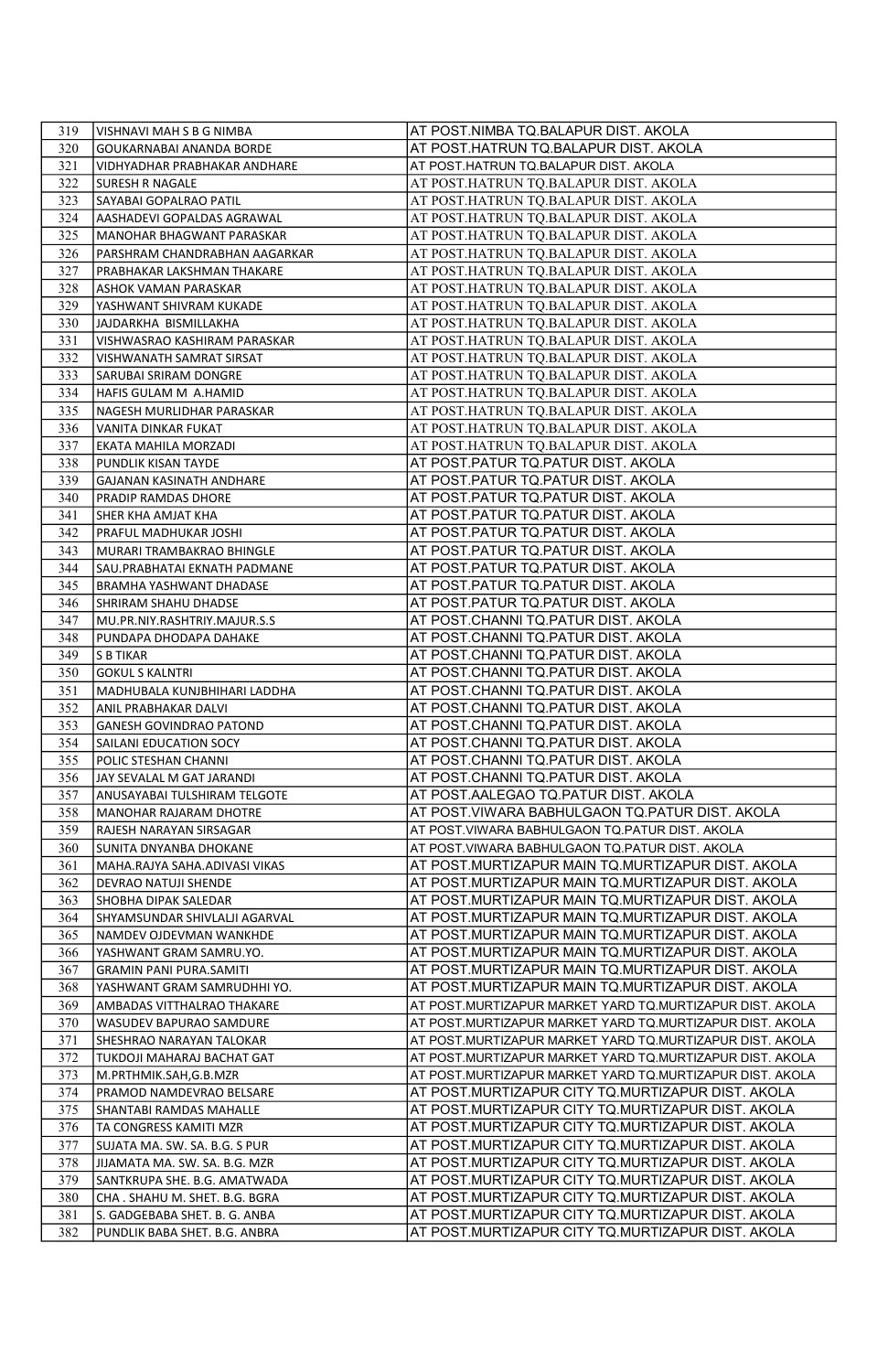| | | |
|---|---|---|
| 319 | VISHNAVI MAH S B G NIMBA | AT POST.NIMBA TQ.BALAPUR DIST. AKOLA |
| 320 | GOUKARNABAI ANANDA BORDE | AT POST.HATRUN TQ.BALAPUR DIST. AKOLA |
| 321 | VIDHYADHAR PRABHAKAR ANDHARE | AT POST.HATRUN TQ.BALAPUR DIST. AKOLA |
| 322 | SURESH R NAGALE | AT POST.HATRUN TQ.BALAPUR DIST. AKOLA |
| 323 | SAYABAI GOPALRAO PATIL | AT POST.HATRUN TQ.BALAPUR DIST. AKOLA |
| 324 | AASHADEVI GOPALDAS AGRAWAL | AT POST.HATRUN TQ.BALAPUR DIST. AKOLA |
| 325 | MANOHAR BHAGWANT PARASKAR | AT POST.HATRUN TQ.BALAPUR DIST. AKOLA |
| 326 | PARSHRAM CHANDRABHAN AAGARKAR | AT POST.HATRUN TQ.BALAPUR DIST. AKOLA |
| 327 | PRABHAKAR LAKSHMAN THAKARE | AT POST.HATRUN TQ.BALAPUR DIST. AKOLA |
| 328 | ASHOK VAMAN PARASKAR | AT POST.HATRUN TQ.BALAPUR DIST. AKOLA |
| 329 | YASHWANT SHIVRAM KUKADE | AT POST.HATRUN TQ.BALAPUR DIST. AKOLA |
| 330 | JAJDARKHA  BISMILLAKHA | AT POST.HATRUN TQ.BALAPUR DIST. AKOLA |
| 331 | VISHWASRAO KASHIRAM PARASKAR | AT POST.HATRUN TQ.BALAPUR DIST. AKOLA |
| 332 | VISHWANATH SAMRAT SIRSAT | AT POST.HATRUN TQ.BALAPUR DIST. AKOLA |
| 333 | SARUBAI SRIRAM DONGRE | AT POST.HATRUN TQ.BALAPUR DIST. AKOLA |
| 334 | HAFIS GULAM M  A.HAMID | AT POST.HATRUN TQ.BALAPUR DIST. AKOLA |
| 335 | NAGESH MURLIDHAR PARASKAR | AT POST.HATRUN TQ.BALAPUR DIST. AKOLA |
| 336 | VANITA DINKAR FUKAT | AT POST.HATRUN TQ.BALAPUR DIST. AKOLA |
| 337 | EKATA MAHILA MORZADI | AT POST.HATRUN TQ.BALAPUR DIST. AKOLA |
| 338 | PUNDLIK KISAN TAYDE | AT POST.PATUR TQ.PATUR DIST. AKOLA |
| 339 | GAJANAN KASINATH ANDHARE | AT POST.PATUR TQ.PATUR DIST. AKOLA |
| 340 | PRADIP RAMDAS DHORE | AT POST.PATUR TQ.PATUR DIST. AKOLA |
| 341 | SHER KHA AMJAT KHA | AT POST.PATUR TQ.PATUR DIST. AKOLA |
| 342 | PRAFUL MADHUKAR JOSHI | AT POST.PATUR TQ.PATUR DIST. AKOLA |
| 343 | MURARI TRAMBAKRAO BHINGLE | AT POST.PATUR TQ.PATUR DIST. AKOLA |
| 344 | SAU.PRABHATAI EKNATH PADMANE | AT POST.PATUR TQ.PATUR DIST. AKOLA |
| 345 | BRAMHA YASHWANT DHADASE | AT POST.PATUR TQ.PATUR DIST. AKOLA |
| 346 | SHRIRAM SHAHU DHADSE | AT POST.PATUR TQ.PATUR DIST. AKOLA |
| 347 | MU.PR.NIY.RASHTRIY.MAJUR.S.S | AT POST.CHANNI TQ.PATUR DIST. AKOLA |
| 348 | PUNDAPA DHODAPA DAHAKE | AT POST.CHANNI TQ.PATUR DIST. AKOLA |
| 349 | S B TIKAR | AT POST.CHANNI TQ.PATUR DIST. AKOLA |
| 350 | GOKUL S KALNTRI | AT POST.CHANNI TQ.PATUR DIST. AKOLA |
| 351 | MADHUBALA KUNJBHIHARI LADDHA | AT POST.CHANNI TQ.PATUR DIST. AKOLA |
| 352 | ANIL PRABHAKAR DALVI | AT POST.CHANNI TQ.PATUR DIST. AKOLA |
| 353 | GANESH GOVINDRAO PATOND | AT POST.CHANNI TQ.PATUR DIST. AKOLA |
| 354 | SAILANI EDUCATION SOCY | AT POST.CHANNI TQ.PATUR DIST. AKOLA |
| 355 | POLIC STESHAN CHANNI | AT POST.CHANNI TQ.PATUR DIST. AKOLA |
| 356 | JAY SEVALAL M GAT JARANDI | AT POST.CHANNI TQ.PATUR DIST. AKOLA |
| 357 | ANUSAYABAI TULSHIRAM TELGOTE | AT POST.AALEGAO TQ.PATUR DIST. AKOLA |
| 358 | MANOHAR RAJARAM DHOTRE | AT POST.VIWARA BABHULGAON TQ.PATUR DIST. AKOLA |
| 359 | RAJESH NARAYAN SIRSAGAR | AT POST.VIWARA BABHULGAON TQ.PATUR DIST. AKOLA |
| 360 | SUNITA DNYANBA DHOKANE | AT POST.VIWARA BABHULGAON TQ.PATUR DIST. AKOLA |
| 361 | MAHA.RAJYA SAHA.ADIVASI VIKAS | AT POST.MURTIZAPUR MAIN TQ.MURTIZAPUR DIST. AKOLA |
| 362 | DEVRAO NATUJI SHENDE | AT POST.MURTIZAPUR MAIN TQ.MURTIZAPUR DIST. AKOLA |
| 363 | SHOBHA DIPAK SALEDAR | AT POST.MURTIZAPUR MAIN TQ.MURTIZAPUR DIST. AKOLA |
| 364 | SHYAMSUNDAR SHIVLALJI AGARVAL | AT POST.MURTIZAPUR MAIN TQ.MURTIZAPUR DIST. AKOLA |
| 365 | NAMDEV OJDEVMAN WANKHDE | AT POST.MURTIZAPUR MAIN TQ.MURTIZAPUR DIST. AKOLA |
| 366 | YASHWANT GRAM SAMRU.YO. | AT POST.MURTIZAPUR MAIN TQ.MURTIZAPUR DIST. AKOLA |
| 367 | GRAMIN PANI PURA.SAMITI | AT POST.MURTIZAPUR MAIN TQ.MURTIZAPUR DIST. AKOLA |
| 368 | YASHWANT GRAM SAMRUDHHI YO. | AT POST.MURTIZAPUR MAIN TQ.MURTIZAPUR DIST. AKOLA |
| 369 | AMBADAS VITTHALRAO THAKARE | AT POST.MURTIZAPUR MARKET YARD TQ.MURTIZAPUR DIST. AKOLA |
| 370 | WASUDEV BAPURAO SAMDURE | AT POST.MURTIZAPUR MARKET YARD TQ.MURTIZAPUR DIST. AKOLA |
| 371 | SHESHRAO NARAYAN TALOKAR | AT POST.MURTIZAPUR MARKET YARD TQ.MURTIZAPUR DIST. AKOLA |
| 372 | TUKDOJI MAHARAJ BACHAT GAT | AT POST.MURTIZAPUR MARKET YARD TQ.MURTIZAPUR DIST. AKOLA |
| 373 | M.PRTHMIK.SAH,G.B.MZR | AT POST.MURTIZAPUR MARKET YARD TQ.MURTIZAPUR DIST. AKOLA |
| 374 | PRAMOD NAMDEVRAO BELSARE | AT POST.MURTIZAPUR CITY TQ.MURTIZAPUR DIST. AKOLA |
| 375 | SHANTABI RAMDAS MAHALLE | AT POST.MURTIZAPUR CITY TQ.MURTIZAPUR DIST. AKOLA |
| 376 | TA CONGRESS KAMITI MZR | AT POST.MURTIZAPUR CITY TQ.MURTIZAPUR DIST. AKOLA |
| 377 | SUJATA MA. SW. SA. B.G. S PUR | AT POST.MURTIZAPUR CITY TQ.MURTIZAPUR DIST. AKOLA |
| 378 | JIJAMATA MA. SW. SA. B.G. MZR | AT POST.MURTIZAPUR CITY TQ.MURTIZAPUR DIST. AKOLA |
| 379 | SANTKRUPA SHE. B.G. AMATWADA | AT POST.MURTIZAPUR CITY TQ.MURTIZAPUR DIST. AKOLA |
| 380 | CHA . SHAHU M. SHET. B.G. BGRA | AT POST.MURTIZAPUR CITY TQ.MURTIZAPUR DIST. AKOLA |
| 381 | S. GADGEBABA SHET. B. G. ANBA | AT POST.MURTIZAPUR CITY TQ.MURTIZAPUR DIST. AKOLA |
| 382 | PUNDLIK BABA SHET. B.G. ANBRA | AT POST.MURTIZAPUR CITY TQ.MURTIZAPUR DIST. AKOLA |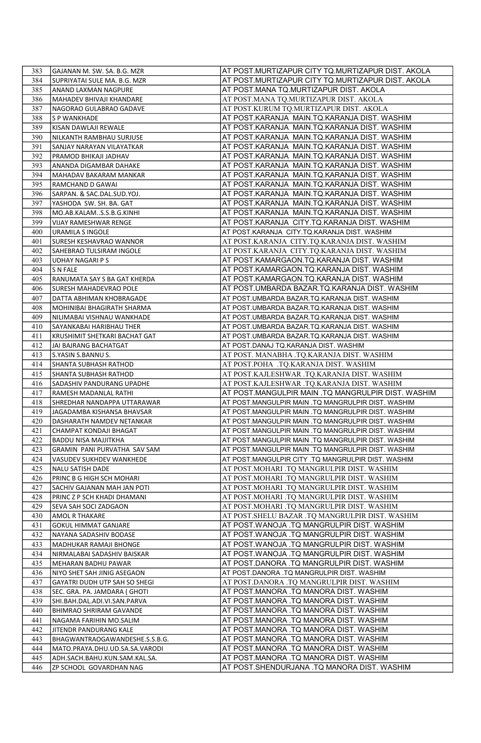| 383 | GAJANAN M. SW. SA. B.G. MZR | AT POST.MURTIZAPUR CITY TQ.MURTIZAPUR DIST. AKOLA |
|---|---|---|
| 384 | SUPRIYATAI SULE MA. B.G. MZR | AT POST.MURTIZAPUR CITY TQ.MURTIZAPUR DIST. AKOLA |
| 385 | ANAND LAXMAN NAGPURE | AT POST.MANA TQ.MURTIZAPUR DIST. AKOLA |
| 386 | MAHADEV BHIVAJI KHANDARE | AT POST.MANA TQ.MURTIZAPUR DIST. AKOLA |
| 387 | NAGORAO GULABRAO GADAVE | AT POST.KURUM TQ.MURTIZAPUR DIST. AKOLA |
| 388 | S P WANKHADE | AT POST.KARANJA MAIN.TQ.KARANJA DIST. WASHIM |
| 389 | KISAN DAWLAJI REWALE | AT POST.KARANJA MAIN.TQ.KARANJA DIST. WASHIM |
| 390 | NILKANTH RAMBHAU SURJUSE | AT POST.KARANJA MAIN.TQ.KARANJA DIST. WASHIM |
| 391 | SANJAY NARAYAN VILAYATKAR | AT POST.KARANJA MAIN.TQ.KARANJA DIST. WASHIM |
| 392 | PRAMOD BHIKAJI JADHAV | AT POST.KARANJA MAIN.TQ.KARANJA DIST. WASHIM |
| 393 | ANANDA DIGAMBAR DAHAKE | AT POST.KARANJA MAIN.TQ.KARANJA DIST. WASHIM |
| 394 | MAHADAV BAKARAM MANKAR | AT POST.KARANJA MAIN.TQ.KARANJA DIST. WASHIM |
| 395 | RAMCHAND D GAWAI | AT POST.KARANJA MAIN.TQ.KARANJA DIST. WASHIM |
| 396 | SARPAN. & SAC.DAL.SUD.YOJ. | AT POST.KARANJA MAIN.TQ.KARANJA DIST. WASHIM |
| 397 | YASHODA SW. SH. BA. GAT | AT POST.KARANJA MAIN.TQ.KARANJA DIST. WASHIM |
| 398 | MO.AB.KALAM..S.S.B.G.KINHI | AT POST.KARANJA MAIN.TQ.KARANJA DIST. WASHIM |
| 399 | VIJAY RAMESHWAR RENGE | AT POST.KARANJA CITY.TQ.KARANJA DIST. WASHIM |
| 400 | URAMILA S INGOLE | AT POST.KARANJA CITY.TQ.KARANJA DIST. WASHIM |
| 401 | SURESH KESHAVRAO WANNOR | AT POST.KARANJA CITY.TQ.KARANJA DIST. WASHIM |
| 402 | SAHEBRAO TULSIRAM INGOLE | AT POST.KARANJA CITY.TQ.KARANJA DIST. WASHIM |
| 403 | UDHAY NAGARI P S | AT POST.KAMARGAON.TQ.KARANJA DIST. WASHIM |
| 404 | S N FALE | AT POST.KAMARGAON.TQ.KARANJA DIST. WASHIM |
| 405 | RANUMATA SAY S BA GAT KHERDA | AT POST.KAMARGAON.TQ.KARANJA DIST. WASHIM |
| 406 | SURESH MAHADEVRAO POLE | AT POST.UMBARDA BAZAR.TQ.KARANJA DIST. WASHIM |
| 407 | DATTA ABHIMAN KHOBRAGADE | AT POST.UMBARDA BAZAR.TQ.KARANJA DIST. WASHIM |
| 408 | MOHINIBAI BHAGIRATH SHARMA | AT POST.UMBARDA BAZAR.TQ.KARANJA DIST. WASHIM |
| 409 | NILIMABAI VISHNAU WANKHADE | AT POST.UMBARDA BAZAR.TQ.KARANJA DIST. WASHIM |
| 410 | SAYANKABAI HARIBHAU THER | AT POST.UMBARDA BAZAR.TQ.KARANJA DIST. WASHIM |
| 411 | KRUSHIMIT SHETKARI BACHAT GAT | AT POST.UMBARDA BAZAR.TQ.KARANJA DIST. WASHIM |
| 412 | JAI BAJRANG BACHATGAT | AT POST.DANAJ TQ.KARANJA DIST. WASHIM |
| 413 | S.YASIN S.BANNU S. | AT POST. MANABHA .TQ.KARANJA DIST. WASHIM |
| 414 | SHANTA SUBHASH RATHOD | AT POST.POHA .TQ.KARANJA DIST. WASHIM |
| 415 | SHANTA SUBHASH RATHOD | AT POST.KAJLESHWAR .TQ.KARANJA DIST. WASHIM |
| 416 | SADASHIV PANDURANG UPADHE | AT POST.KAJLESHWAR .TQ.KARANJA DIST. WASHIM |
| 417 | RAMESH MADANLAL RATHI | AT POST.MANGULPIR MAIN .TQ MANGRULPIR DIST. WASHIM |
| 418 | SHREDHAR NANDAPPA UTTARAWAR | AT POST.MANGULPIR MAIN .TQ MANGRULPIR DIST. WASHIM |
| 419 | JAGADAMBA KISHANSA BHAVSAR | AT POST.MANGULPIR MAIN .TQ MANGRULPIR DIST. WASHIM |
| 420 | DASHARATH NAMDEV NETANKAR | AT POST.MANGULPIR MAIN .TQ MANGRULPIR DIST. WASHIM |
| 421 | CHAMPAT KONDAJI BHAGAT | AT POST.MANGULPIR MAIN .TQ MANGRULPIR DIST. WASHIM |
| 422 | BADDU NISA MAJJITKHA | AT POST.MANGULPIR MAIN .TQ MANGRULPIR DIST. WASHIM |
| 423 | GRAMIN PANI PURVATHA SAV SAM | AT POST.MANGULPIR MAIN .TQ MANGRULPIR DIST. WASHIM |
| 424 | VASUDEV SUKHDEV WANKHEDE | AT POST.MANGULPIR CITY .TQ MANGRULPIR DIST. WASHIM |
| 425 | NALU SATISH DADE | AT POST.MOHARI .TQ MANGRULPIR DIST. WASHIM |
| 426 | PRINC B G HIGH SCH MOHARI | AT POST.MOHARI .TQ MANGRULPIR DIST. WASHIM |
| 427 | SACHIV GAJANAN MAH JAN POTI | AT POST.MOHARI .TQ MANGRULPIR DIST. WASHIM |
| 428 | PRINC Z P SCH KHADI DHAMANI | AT POST.MOHARI .TQ MANGRULPIR DIST. WASHIM |
| 429 | SEVA SAH SOCI ZADGAON | AT POST.MOHARI .TQ MANGRULPIR DIST. WASHIM |
| 430 | AMOL R THAKARE | AT POST.SHELU BAZAR .TQ MANGRULPIR DIST. WASHIM |
| 431 | GOKUL HIMMAT GANJARE | AT POST.WANOJA .TQ MANGRULPIR DIST. WASHIM |
| 432 | NAYANA SADASHIV BODASE | AT POST.WANOJA .TQ MANGRULPIR DIST. WASHIM |
| 433 | MADHUKAR RAMAJI BHONGE | AT POST.WANOJA .TQ MANGRULPIR DIST. WASHIM |
| 434 | NIRMALABAI SADASHIV BAISKAR | AT POST.WANOJA .TQ MANGRULPIR DIST. WASHIM |
| 435 | MEHARAN BADHU PAWAR | AT POST.DANORA .TQ MANGRULPIR DIST. WASHIM |
| 436 | NIYO SHET SAH JINIG ASEGAON | AT POST.DANORA .TQ MANGRULPIR DIST. WASHIM |
| 437 | GAYATRI DUDH UTP SAH SO SHEGI | AT POST.DANORA .TQ MANGRULPIR DIST. WASHIM |
| 438 | SEC. GRA. PA. JAMDARA ( GHOTI | AT POST.MANORA .TQ MANORA DIST. WASHIM |
| 439 | SHI.BAH.DAL.ADI.VI.SAN.PARVA | AT POST.MANORA .TQ MANORA DIST. WASHIM |
| 440 | BHIMRAO SHRIRAM GAVANDE | AT POST.MANORA .TQ MANORA DIST. WASHIM |
| 441 | NAGAMA FARIHIN MO.SALIM | AT POST.MANORA .TQ MANORA DIST. WASHIM |
| 442 | JITENDR PANDURANG KALE | AT POST.MANORA .TQ MANORA DIST. WASHIM |
| 443 | BHAGWANTRAOGAWANDESHE.S.S.B.G. | AT POST.MANORA .TQ MANORA DIST. WASHIM |
| 444 | MATO.PRAYA.DHU.UD.SA.SA.VARODI | AT POST.MANORA .TQ MANORA DIST. WASHIM |
| 445 | ADH.SACH.BAHU.KUN.SAM.KAL.SA. | AT POST.MANORA .TQ MANORA DIST. WASHIM |
| 446 | ZP SCHOOL GOVARDHAN NAG | AT POST.SHENDURJANA .TQ MANORA DIST. WASHIM |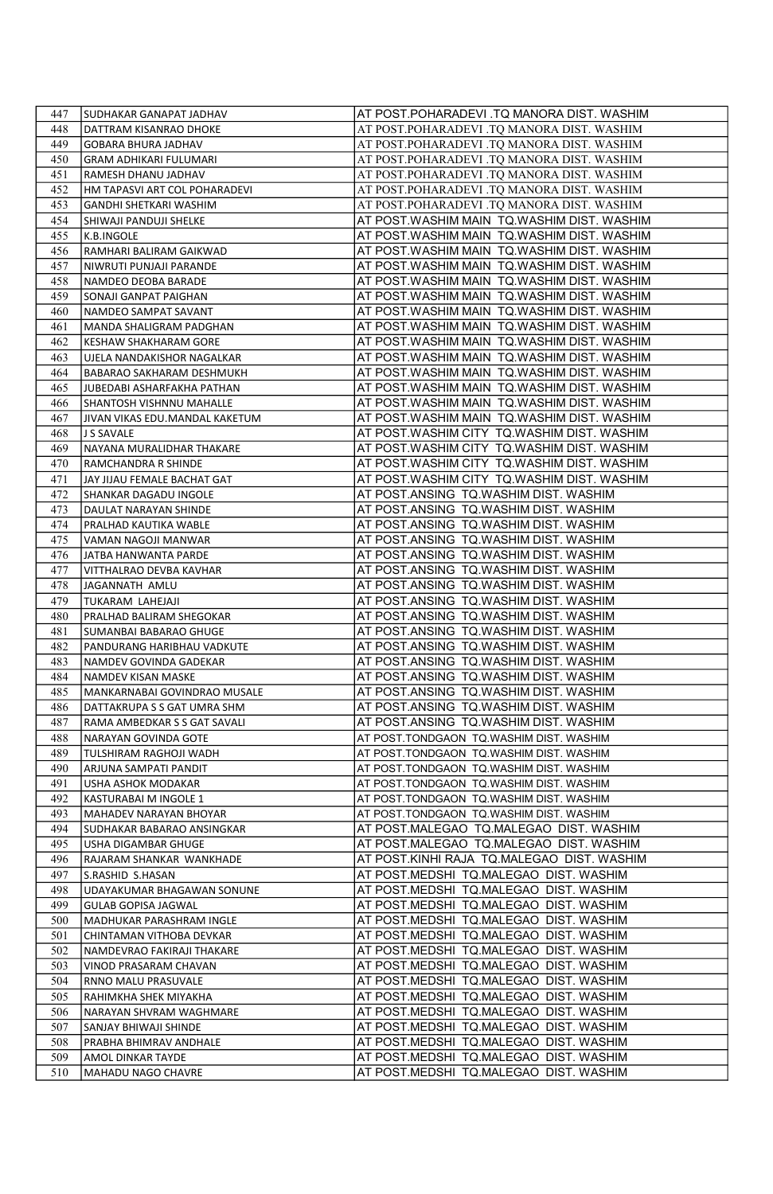| 447 | SUDHAKAR GANAPAT JADHAV | AT POST.POHARADEVI .TQ MANORA DIST. WASHIM |
|---|---|---|
| 448 | DATTRAM KISANRAO DHOKE | AT POST.POHARADEVI .TQ MANORA DIST. WASHIM |
| 449 | GOBARA BHURA JADHAV | AT POST.POHARADEVI .TQ MANORA DIST. WASHIM |
| 450 | GRAM ADHIKARI FULUMARI | AT POST.POHARADEVI .TQ MANORA DIST. WASHIM |
| 451 | RAMESH DHANU JADHAV | AT POST.POHARADEVI .TQ MANORA DIST. WASHIM |
| 452 | HM TAPASVI ART COL POHARADEVI | AT POST.POHARADEVI .TQ MANORA DIST. WASHIM |
| 453 | GANDHI SHETKARI WASHIM | AT POST.POHARADEVI .TQ MANORA DIST. WASHIM |
| 454 | SHIWAJI PANDUJI SHELKE | AT POST.WASHIM MAIN TQ.WASHIM DIST. WASHIM |
| 455 | K.B.INGOLE | AT POST.WASHIM MAIN TQ.WASHIM DIST. WASHIM |
| 456 | RAMHARI BALIRAM GAIKWAD | AT POST.WASHIM MAIN TQ.WASHIM DIST. WASHIM |
| 457 | NIWRUTI PUNJAJI PARANDE | AT POST.WASHIM MAIN TQ.WASHIM DIST. WASHIM |
| 458 | NAMDEO DEOBA BARADE | AT POST.WASHIM MAIN TQ.WASHIM DIST. WASHIM |
| 459 | SONAJI GANPAT PAIGHAN | AT POST.WASHIM MAIN TQ.WASHIM DIST. WASHIM |
| 460 | NAMDEO SAMPAT SAVANT | AT POST.WASHIM MAIN TQ.WASHIM DIST. WASHIM |
| 461 | MANDA SHALIGRAM PADGHAN | AT POST.WASHIM MAIN TQ.WASHIM DIST. WASHIM |
| 462 | KESHAW SHAKHARAM GORE | AT POST.WASHIM MAIN TQ.WASHIM DIST. WASHIM |
| 463 | UJELA NANDAKISHOR NAGALKAR | AT POST.WASHIM MAIN TQ.WASHIM DIST. WASHIM |
| 464 | BABARAO SAKHARAM DESHMUKH | AT POST.WASHIM MAIN TQ.WASHIM DIST. WASHIM |
| 465 | JUBEDABI ASHARFAKHA PATHAN | AT POST.WASHIM MAIN TQ.WASHIM DIST. WASHIM |
| 466 | SHANTOSH VISHNNU MAHALLE | AT POST.WASHIM MAIN TQ.WASHIM DIST. WASHIM |
| 467 | JIVAN VIKAS EDU.MANDAL KAKETUM | AT POST.WASHIM MAIN TQ.WASHIM DIST. WASHIM |
| 468 | J S SAVALE | AT POST.WASHIM CITY TQ.WASHIM DIST. WASHIM |
| 469 | NAYANA MURALIDHAR THAKARE | AT POST.WASHIM CITY TQ.WASHIM DIST. WASHIM |
| 470 | RAMCHANDRA R SHINDE | AT POST.WASHIM CITY TQ.WASHIM DIST. WASHIM |
| 471 | JAY JIJAU FEMALE BACHAT GAT | AT POST.WASHIM CITY TQ.WASHIM DIST. WASHIM |
| 472 | SHANKAR DAGADU INGOLE | AT POST.ANSING TQ.WASHIM DIST. WASHIM |
| 473 | DAULAT NARAYAN SHINDE | AT POST.ANSING TQ.WASHIM DIST. WASHIM |
| 474 | PRALHAD KAUTIKA WABLE | AT POST.ANSING TQ.WASHIM DIST. WASHIM |
| 475 | VAMAN NAGOJI MANWAR | AT POST.ANSING TQ.WASHIM DIST. WASHIM |
| 476 | JATBA HANWANTA PARDE | AT POST.ANSING TQ.WASHIM DIST. WASHIM |
| 477 | VITTHALRAO DEVBA KAVHAR | AT POST.ANSING TQ.WASHIM DIST. WASHIM |
| 478 | JAGANNATH AMLU | AT POST.ANSING TQ.WASHIM DIST. WASHIM |
| 479 | TUKARAM LAHEJAJI | AT POST.ANSING TQ.WASHIM DIST. WASHIM |
| 480 | PRALHAD BALIRAM SHEGOKAR | AT POST.ANSING TQ.WASHIM DIST. WASHIM |
| 481 | SUMANBAI BABARAO GHUGE | AT POST.ANSING TQ.WASHIM DIST. WASHIM |
| 482 | PANDURANG HARIBHAU VADKUTE | AT POST.ANSING TQ.WASHIM DIST. WASHIM |
| 483 | NAMDEV GOVINDA GADEKAR | AT POST.ANSING TQ.WASHIM DIST. WASHIM |
| 484 | NAMDEV KISAN MASKE | AT POST.ANSING TQ.WASHIM DIST. WASHIM |
| 485 | MANKARNABAI GOVINDRAO MUSALE | AT POST.ANSING TQ.WASHIM DIST. WASHIM |
| 486 | DATTAKRUPA S S GAT UMRA SHM | AT POST.ANSING TQ.WASHIM DIST. WASHIM |
| 487 | RAMA AMBEDKAR S S GAT SAVALI | AT POST.ANSING TQ.WASHIM DIST. WASHIM |
| 488 | NARAYAN GOVINDA GOTE | AT POST.TONDGAON TQ.WASHIM DIST. WASHIM |
| 489 | TULSHIRAM RAGHOJI WADH | AT POST.TONDGAON TQ.WASHIM DIST. WASHIM |
| 490 | ARJUNA SAMPATI PANDIT | AT POST.TONDGAON TQ.WASHIM DIST. WASHIM |
| 491 | USHA ASHOK MODAKAR | AT POST.TONDGAON TQ.WASHIM DIST. WASHIM |
| 492 | KASTURABAI M INGOLE 1 | AT POST.TONDGAON TQ.WASHIM DIST. WASHIM |
| 493 | MAHADEV NARAYAN BHOYAR | AT POST.TONDGAON TQ.WASHIM DIST. WASHIM |
| 494 | SUDHAKAR BABARAO ANSINGKAR | AT POST.MALEGAO TQ.MALEGAO DIST. WASHIM |
| 495 | USHA DIGAMBAR GHUGE | AT POST.MALEGAO TQ.MALEGAO DIST. WASHIM |
| 496 | RAJARAM SHANKAR WANKHADE | AT POST.KINHI RAJA TQ.MALEGAO DIST. WASHIM |
| 497 | S.RASHID S.HASAN | AT POST.MEDSHI TQ.MALEGAO DIST. WASHIM |
| 498 | UDAYAKUMAR BHAGAWAN SONUNE | AT POST.MEDSHI TQ.MALEGAO DIST. WASHIM |
| 499 | GULAB GOPISA JAGWAL | AT POST.MEDSHI TQ.MALEGAO DIST. WASHIM |
| 500 | MADHUKAR PARASHRAM INGLE | AT POST.MEDSHI TQ.MALEGAO DIST. WASHIM |
| 501 | CHINTAMAN VITHOBA DEVKAR | AT POST.MEDSHI TQ.MALEGAO DIST. WASHIM |
| 502 | NAMDEVRAO FAKIRAJI THAKARE | AT POST.MEDSHI TQ.MALEGAO DIST. WASHIM |
| 503 | VINOD PRASARAM CHAVAN | AT POST.MEDSHI TQ.MALEGAO DIST. WASHIM |
| 504 | RNNO MALU PRASUVALE | AT POST.MEDSHI TQ.MALEGAO DIST. WASHIM |
| 505 | RAHIMKHA SHEK MIYAKHA | AT POST.MEDSHI TQ.MALEGAO DIST. WASHIM |
| 506 | NARAYAN SHVRAM WAGHMARE | AT POST.MEDSHI TQ.MALEGAO DIST. WASHIM |
| 507 | SANJAY BHIWAJI SHINDE | AT POST.MEDSHI TQ.MALEGAO DIST. WASHIM |
| 508 | PRABHA BHIMRAV ANDHALE | AT POST.MEDSHI TQ.MALEGAO DIST. WASHIM |
| 509 | AMOL DINKAR TAYDE | AT POST.MEDSHI TQ.MALEGAO DIST. WASHIM |
| 510 | MAHADU NAGO CHAVRE | AT POST.MEDSHI TQ.MALEGAO DIST. WASHIM |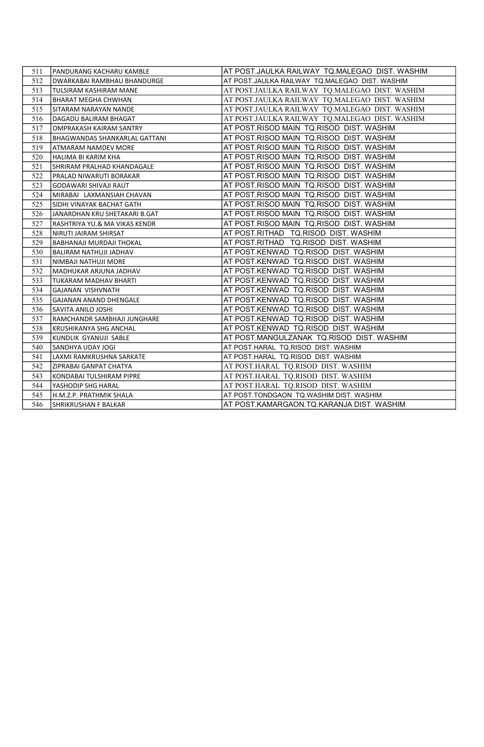| | | |
|---|---|---|
| 511 | PANDURANG KACHARU KAMBLE | AT POST.JAULKA RAILWAY TQ.MALEGAO DIST. WASHIM |
| 512 | DWARKABAI RAMBHAU BHANDURGE | AT POST.JAULKA RAILWAY TQ.MALEGAO DIST. WASHIM |
| 513 | TULSIRAM KASHIRAM MANE | AT POST.JAULKA RAILWAY TQ.MALEGAO DIST. WASHIM |
| 514 | BHARAT MEGHA CHWHAN | AT POST.JAULKA RAILWAY TQ.MALEGAO DIST. WASHIM |
| 515 | SITARAM NARAYAN NANDE | AT POST.JAULKA RAILWAY TQ.MALEGAO DIST. WASHIM |
| 516 | DAGADU BALIRAM BHAGAT | AT POST.JAULKA RAILWAY TQ.MALEGAO DIST. WASHIM |
| 517 | OMPRAKASH KAIRAM SANTRY | AT POST.RISOD MAIN TQ.RISOD DIST. WASHIM |
| 518 | BHAGWANDAS SHANKARLAL GATTANI | AT POST.RISOD MAIN TQ.RISOD DIST. WASHIM |
| 519 | ATMARAM NAMDEV MORE | AT POST.RISOD MAIN TQ.RISOD DIST. WASHIM |
| 520 | HALIMA BI KARIM KHA | AT POST.RISOD MAIN TQ.RISOD DIST. WASHIM |
| 521 | SHRIRAM PRALHAD KHANDAGALE | AT POST.RISOD MAIN TQ.RISOD DIST. WASHIM |
| 522 | PRALAD NIWARUTI BORAKAR | AT POST.RISOD MAIN TQ.RISOD DIST. WASHIM |
| 523 | GODAWARI SHIVAJI RAUT | AT POST.RISOD MAIN TQ.RISOD DIST. WASHIM |
| 524 | MIRABAI LAXMANSIAH CHAVAN | AT POST.RISOD MAIN TQ.RISOD DIST. WASHIM |
| 525 | SIDHI VINAYAK BACHAT GATH | AT POST.RISOD MAIN TQ.RISOD DIST. WASHIM |
| 526 | JANARDHAN KRU SHETAKARI B.GAT | AT POST.RISOD MAIN TQ.RISOD DIST. WASHIM |
| 527 | RASHTRIYA YU.& MA VIKAS KENDR | AT POST.RISOD MAIN TQ.RISOD DIST. WASHIM |
| 528 | NIRUTI JAIRAM SHIRSAT | AT POST.RITHAD TQ.RISOD DIST. WASHIM |
| 529 | BABHANAJI MURDAJI THOKAL | AT POST.RITHAD TQ.RISOD DIST. WASHIM |
| 530 | BALIRAM NATHUJI JADHAV | AT POST.KENWAD TQ.RISOD DIST. WASHIM |
| 531 | NIMBAJI NATHUJI MORE | AT POST.KENWAD TQ.RISOD DIST. WASHIM |
| 532 | MADHUKAR ARJUNA JADHAV | AT POST.KENWAD TQ.RISOD DIST. WASHIM |
| 533 | TUKARAM MADHAV BHARTI | AT POST.KENWAD TQ.RISOD DIST. WASHIM |
| 534 | GAJANAN VISHVNATH | AT POST.KENWAD TQ.RISOD DIST. WASHIM |
| 535 | GAJANAN ANAND DHENGALE | AT POST.KENWAD TQ.RISOD DIST. WASHIM |
| 536 | SAVITA ANILO JOSHI | AT POST.KENWAD TQ.RISOD DIST. WASHIM |
| 537 | RAMCHANDR SAMBHAJI JUNGHARE | AT POST.KENWAD TQ.RISOD DIST. WASHIM |
| 538 | KRUSHIKANYA SHG ANCHAL | AT POST.KENWAD TQ.RISOD DIST. WASHIM |
| 539 | KUNDLIK GYANUJI SABLE | AT POST.MANGULZANAK TQ.RISOD DIST. WASHIM |
| 540 | SANDHYA UDAY JOGI | AT POST.HARAL TQ.RISOD DIST. WASHIM |
| 541 | LAXMI RAMKRUSHNA SARKATE | AT POST.HARAL TQ.RISOD DIST. WASHIM |
| 542 | ZIPRABAI GANPAT CHATYA | AT POST.HARAL TQ.RISOD DIST. WASHIM |
| 543 | KONDABAI TULSHIRAM PIPRE | AT POST.HARAL TQ.RISOD DIST. WASHIM |
| 544 | YASHODIP SHG HARAL | AT POST.HARAL TQ.RISOD DIST. WASHIM |
| 545 | H.M.Z.P. PRATHMIK SHALA | AT POST.TONDGAON TQ.WASHIM DIST. WASHIM |
| 546 | SHRIKRUSHAN F BALKAR | AT POST.KAMARGAON.TQ.KARANJA DIST. WASHIM |